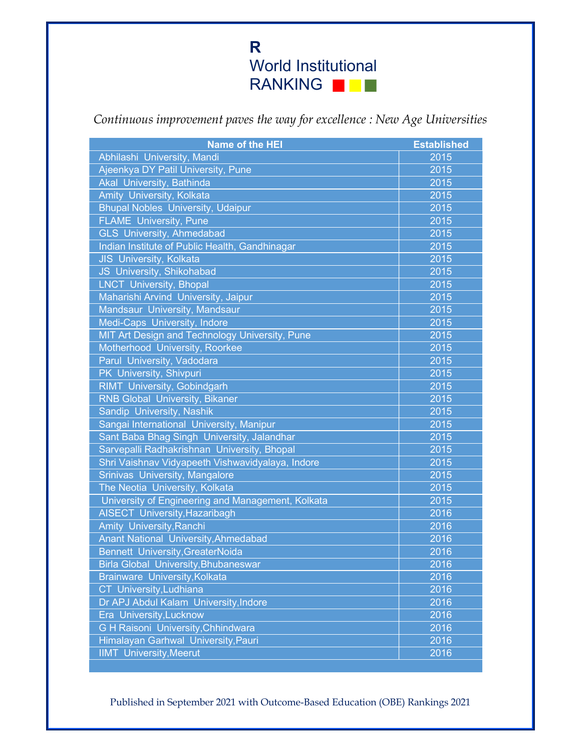**R**
World Institutional
RANKING

*Continuous improvement paves the way for excellence : New Age Universities*

| Name of the HEI | Established |
|---|---|
| Abhilashi University, Mandi | 2015 |
| Ajeenkya DY Patil University, Pune | 2015 |
| Akal University, Bathinda | 2015 |
| Amity University, Kolkata | 2015 |
| Bhupal Nobles University, Udaipur | 2015 |
| FLAME University, Pune | 2015 |
| GLS University, Ahmedabad | 2015 |
| Indian Institute of Public Health, Gandhinagar | 2015 |
| JIS University, Kolkata | 2015 |
| JS University, Shikohabad | 2015 |
| LNCT University, Bhopal | 2015 |
| Maharishi Arvind University, Jaipur | 2015 |
| Mandsaur University, Mandsaur | 2015 |
| Medi-Caps University, Indore | 2015 |
| MIT Art Design and Technology University, Pune | 2015 |
| Motherhood University, Roorkee | 2015 |
| Parul University, Vadodara | 2015 |
| PK University, Shivpuri | 2015 |
| RIMT University, Gobindgarh | 2015 |
| RNB Global University, Bikaner | 2015 |
| Sandip University, Nashik | 2015 |
| Sangai International University, Manipur | 2015 |
| Sant Baba Bhag Singh University, Jalandhar | 2015 |
| Sarvepalli Radhakrishnan University, Bhopal | 2015 |
| Shri Vaishnav Vidyapeeth Vishwavidyalaya, Indore | 2015 |
| Srinivas University, Mangalore | 2015 |
| The Neotia University, Kolkata | 2015 |
| University of Engineering and Management, Kolkata | 2015 |
| AISECT University,Hazaribagh | 2016 |
| Amity University,Ranchi | 2016 |
| Anant National University,Ahmedabad | 2016 |
| Bennett University,GreaterNoida | 2016 |
| Birla Global University,Bhubaneswar | 2016 |
| Brainware University,Kolkata | 2016 |
| CT University,Ludhiana | 2016 |
| Dr APJ Abdul Kalam University,Indore | 2016 |
| Era University,Lucknow | 2016 |
| G H Raisoni University,Chhindwara | 2016 |
| Himalayan Garhwal University,Pauri | 2016 |
| IIMT University,Meerut | 2016 |

Published in September 2021 with Outcome-Based Education (OBE) Rankings 2021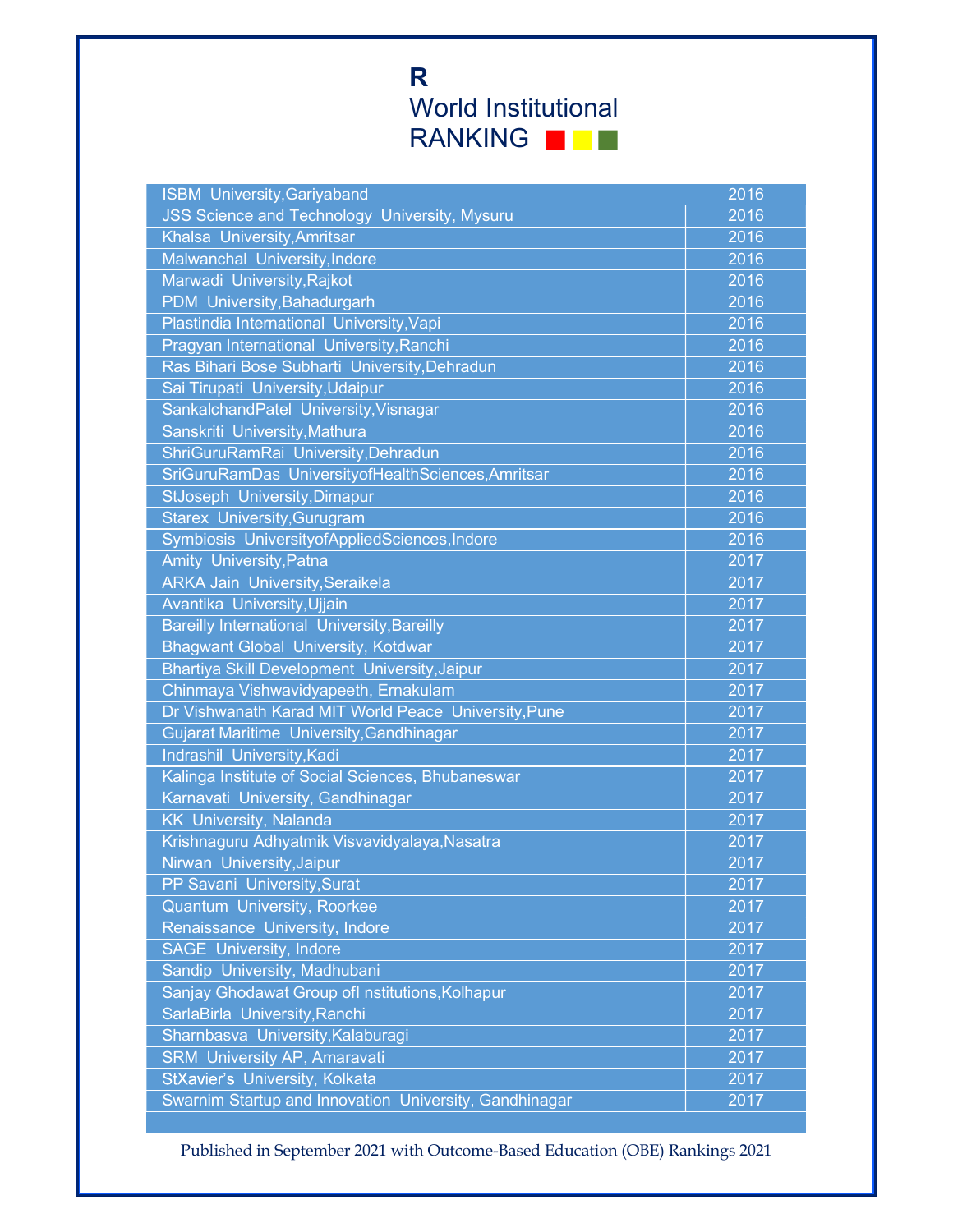**R**
World Institutional
RANKING

| | |
|---|---|
| ISBM University,Gariyaband | 2016 |
| JSS Science and Technology University, Mysuru | 2016 |
| Khalsa University,Amritsar | 2016 |
| Malwanchal University,Indore | 2016 |
| Marwadi University,Rajkot | 2016 |
| PDM University,Bahadurgarh | 2016 |
| Plastindia International University,Vapi | 2016 |
| Pragyan International University,Ranchi | 2016 |
| Ras Bihari Bose Subharti University,Dehradun | 2016 |
| Sai Tirupati University,Udaipur | 2016 |
| SankalchandPatel University,Visnagar | 2016 |
| Sanskriti University,Mathura | 2016 |
| ShriGuruRamRai University,Dehradun | 2016 |
| SriGuruRamDas UniversityofHealthSciences,Amritsar | 2016 |
| StJoseph University,Dimapur | 2016 |
| Starex University,Gurugram | 2016 |
| Symbiosis UniversityofAppliedSciences,Indore | 2016 |
| Amity University,Patna | 2017 |
| ARKA Jain University,Seraikela | 2017 |
| Avantika University,Ujjain | 2017 |
| Bareilly International University,Bareilly | 2017 |
| Bhagwant Global University, Kotdwar | 2017 |
| Bhartiya Skill Development University,Jaipur | 2017 |
| Chinmaya Vishwavidyapeeth, Ernakulam | 2017 |
| Dr Vishwanath Karad MIT World Peace University,Pune | 2017 |
| Gujarat Maritime University,Gandhinagar | 2017 |
| Indrashil University,Kadi | 2017 |
| Kalinga Institute of Social Sciences, Bhubaneswar | 2017 |
| Karnavati University, Gandhinagar | 2017 |
| KK University, Nalanda | 2017 |
| Krishnaguru Adhyatmik Visvavidyalaya,Nasatra | 2017 |
| Nirwan University,Jaipur | 2017 |
| PP Savani University,Surat | 2017 |
| Quantum University, Roorkee | 2017 |
| Renaissance University, Indore | 2017 |
| SAGE University, Indore | 2017 |
| Sandip University, Madhubani | 2017 |
| Sanjay Ghodawat Group ofI nstitutions,Kolhapur | 2017 |
| SarlaBirla University,Ranchi | 2017 |
| Sharnbasva University,Kalaburagi | 2017 |
| SRM University AP, Amaravati | 2017 |
| StXavier's University, Kolkata | 2017 |
| Swarnim Startup and Innovation University, Gandhinagar | 2017 |

Published in September 2021 with Outcome-Based Education (OBE) Rankings 2021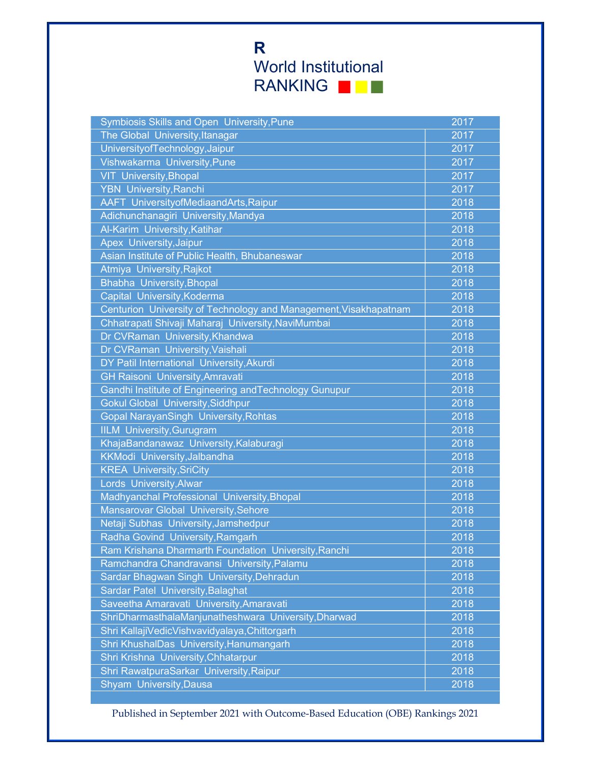**R**

World Institutional

RANKING

| | |
|---|---|
| Symbiosis Skills and Open University,Pune | 2017 |
| The Global University,Itanagar | 2017 |
| UniversityofTechnology,Jaipur | 2017 |
| Vishwakarma University,Pune | 2017 |
| VIT University,Bhopal | 2017 |
| YBN University,Ranchi | 2017 |
| AAFT UniversityofMediaandArts,Raipur | 2018 |
| Adichunchanagiri University,Mandya | 2018 |
| Al-Karim University,Katihar | 2018 |
| Apex University,Jaipur | 2018 |
| Asian Institute of Public Health, Bhubaneswar | 2018 |
| Atmiya University,Rajkot | 2018 |
| Bhabha University,Bhopal | 2018 |
| Capital University,Koderma | 2018 |
| Centurion University of Technology and Management,Visakhapatnam | 2018 |
| Chhatrapati Shivaji Maharaj University,NaviMumbai | 2018 |
| Dr CVRaman University,Khandwa | 2018 |
| Dr CVRaman University,Vaishali | 2018 |
| DY Patil International University,Akurdi | 2018 |
| GH Raisoni University,Amravati | 2018 |
| Gandhi Institute of Engineering andTechnology Gunupur | 2018 |
| Gokul Global University,Siddhpur | 2018 |
| Gopal NarayanSingh University,Rohtas | 2018 |
| IILM University,Gurugram | 2018 |
| KhajaBandanawaz University,Kalaburagi | 2018 |
| KKModi University,Jalbandha | 2018 |
| KREA University,SriCity | 2018 |
| Lords University,Alwar | 2018 |
| Madhyanchal Professional University,Bhopal | 2018 |
| Mansarovar Global University,Sehore | 2018 |
| Netaji Subhas University,Jamshedpur | 2018 |
| Radha Govind University,Ramgarh | 2018 |
| Ram Krishana Dharmarth Foundation University,Ranchi | 2018 |
| Ramchandra Chandravansi University,Palamu | 2018 |
| Sardar Bhagwan Singh University,Dehradun | 2018 |
| Sardar Patel University,Balaghat | 2018 |
| Saveetha Amaravati University,Amaravati | 2018 |
| ShriDharmasthalaManjunatheshwara University,Dharwad | 2018 |
| Shri KallajiVedicVishvavidyalaya,Chittorgarh | 2018 |
| Shri KhushalDas University,Hanumangarh | 2018 |
| Shri Krishna University,Chhatarpur | 2018 |
| Shri RawatpuraSarkar University,Raipur | 2018 |
| Shyam University,Dausa | 2018 |

Published in September 2021 with Outcome-Based Education (OBE) Rankings 2021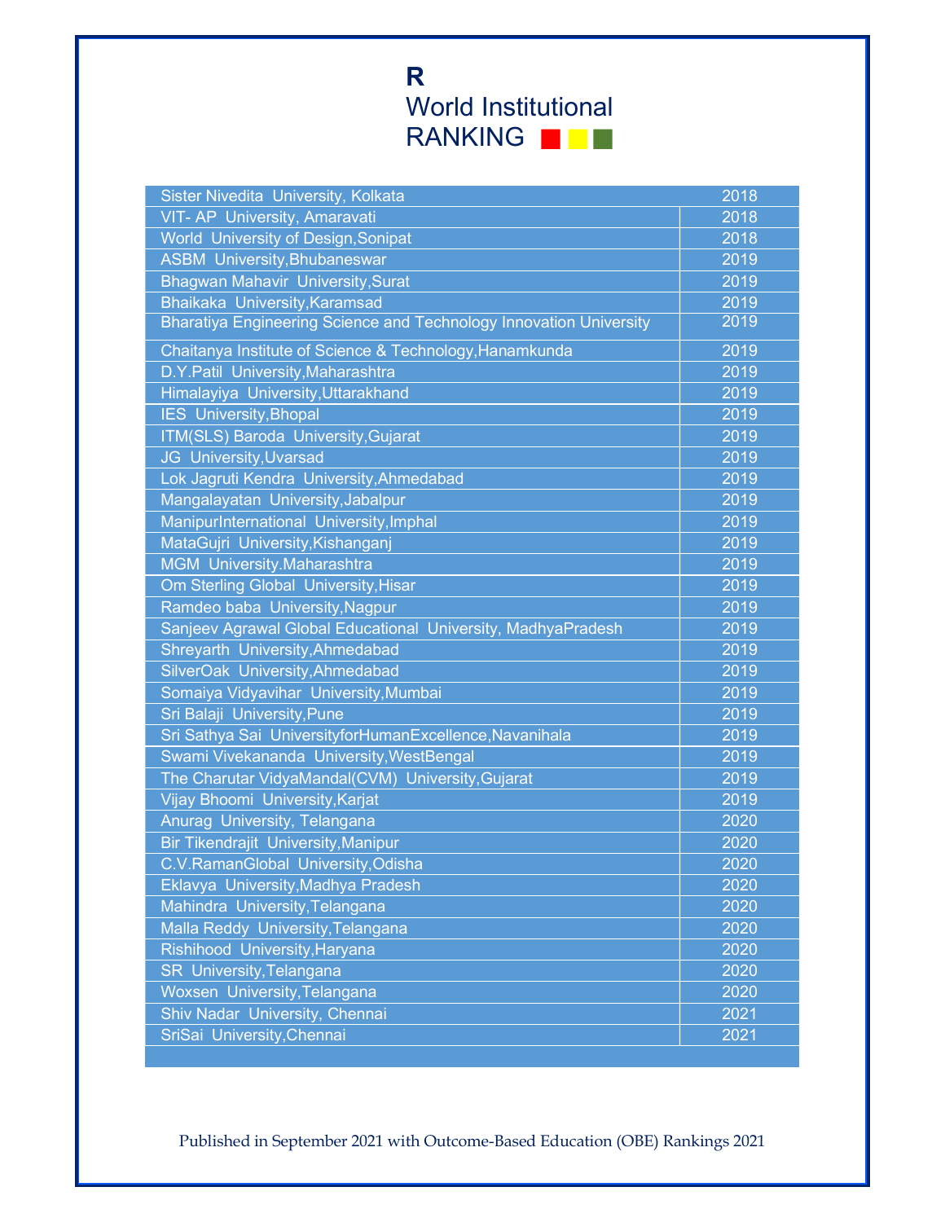**R**

World Institutional

RANKING

| | |
|---|---|
| Sister Nivedita University, Kolkata | 2018 |
| VIT- AP University, Amaravati | 2018 |
| World University of Design,Sonipat | 2018 |
| ASBM University,Bhubaneswar | 2019 |
| Bhagwan Mahavir University,Surat | 2019 |
| Bhaikaka University,Karamsad | 2019 |
| Bharatiya Engineering Science and Technology Innovation University | 2019 |
| Chaitanya Institute of Science & Technology,Hanamkunda | 2019 |
| D.Y.Patil University,Maharashtra | 2019 |
| Himalayiya University,Uttarakhand | 2019 |
| IES University,Bhopal | 2019 |
| ITM(SLS) Baroda University,Gujarat | 2019 |
| JG University,Uvarsad | 2019 |
| Lok Jagruti Kendra University,Ahmedabad | 2019 |
| Mangalayatan University,Jabalpur | 2019 |
| ManipurInternational University,Imphal | 2019 |
| MataGujri University,Kishanganj | 2019 |
| MGM University.Maharashtra | 2019 |
| Om Sterling Global University,Hisar | 2019 |
| Ramdeo baba University,Nagpur | 2019 |
| Sanjeev Agrawal Global Educational University, MadhyaPradesh | 2019 |
| Shreyarth University,Ahmedabad | 2019 |
| SilverOak University,Ahmedabad | 2019 |
| Somaiya Vidyavihar University,Mumbai | 2019 |
| Sri Balaji University,Pune | 2019 |
| Sri Sathya Sai UniversityforHumanExcellence,Navanihala | 2019 |
| Swami Vivekananda University,WestBengal | 2019 |
| The Charutar VidyaMandal(CVM) University,Gujarat | 2019 |
| Vijay Bhoomi University,Karjat | 2019 |
| Anurag University, Telangana | 2020 |
| Bir Tikendrajit University,Manipur | 2020 |
| C.V.RamanGlobal University,Odisha | 2020 |
| Eklavya University,Madhya Pradesh | 2020 |
| Mahindra University,Telangana | 2020 |
| Malla Reddy University,Telangana | 2020 |
| Rishihood University,Haryana | 2020 |
| SR University,Telangana | 2020 |
| Woxsen University,Telangana | 2020 |
| Shiv Nadar University, Chennai | 2021 |
| SriSai University,Chennai | 2021 |

Published in September 2021 with Outcome-Based Education (OBE) Rankings 2021